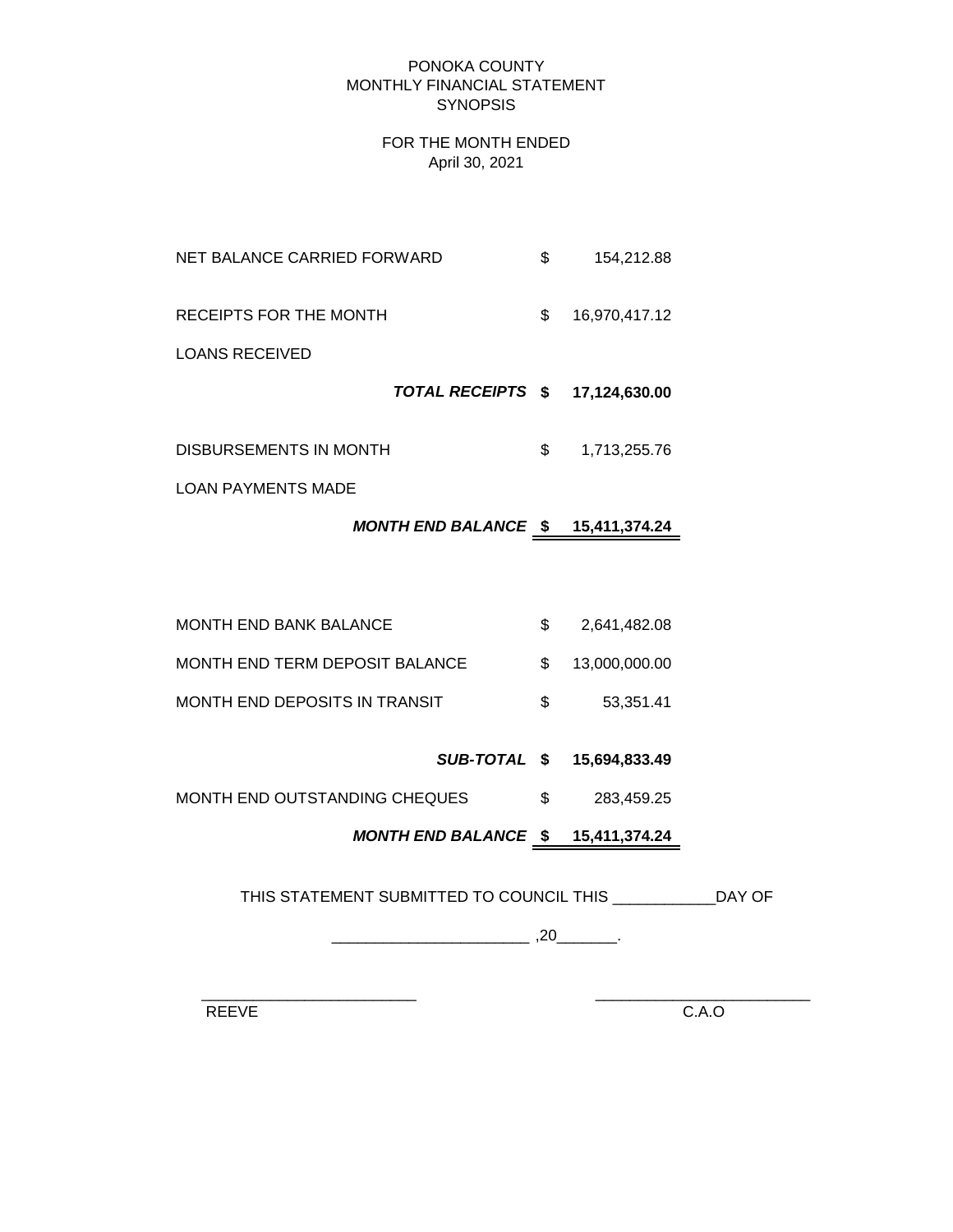# PONOKA COUNTY
## MONTHLY FINANCIAL STATEMENT
## SYNOPSIS

FOR THE MONTH ENDED
April 30, 2021

| | | |
|---|---|---|
| NET BALANCE CARRIED FORWARD | $ | 154,212.88 |
| RECEIPTS FOR THE MONTH | $ | 16,970,417.12 |
| LOANS RECEIVED | | |
| ***TOTAL RECEIPTS*** | **$** | **17,124,630.00** |
| DISBURSEMENTS IN MONTH | $ | 1,713,255.76 |
| LOAN PAYMENTS MADE | | |
| ***MONTH END BALANCE*** | **$** | **15,411,374.24** |

| | | |
|---|---|---|
| MONTH END BANK BALANCE | $ | 2,641,482.08 |
| MONTH END TERM DEPOSIT BALANCE | $ | 13,000,000.00 |
| MONTH END DEPOSITS IN TRANSIT | $ | 53,351.41 |
| ***SUB-TOTAL*** | **$** | **15,694,833.49** |
| MONTH END OUTSTANDING CHEQUES | $ | 283,459.25 |
| ***MONTH END BALANCE*** | **$** | **15,411,374.24** |

THIS STATEMENT SUBMITTED TO COUNCIL THIS ____________DAY OF

_______________________ ,20_______.

_________________________ &nbsp;&nbsp;&nbsp;&nbsp;&nbsp;&nbsp;&nbsp;&nbsp; _________________________

REEVE &nbsp;&nbsp;&nbsp;&nbsp;&nbsp;&nbsp;&nbsp;&nbsp; C.A.O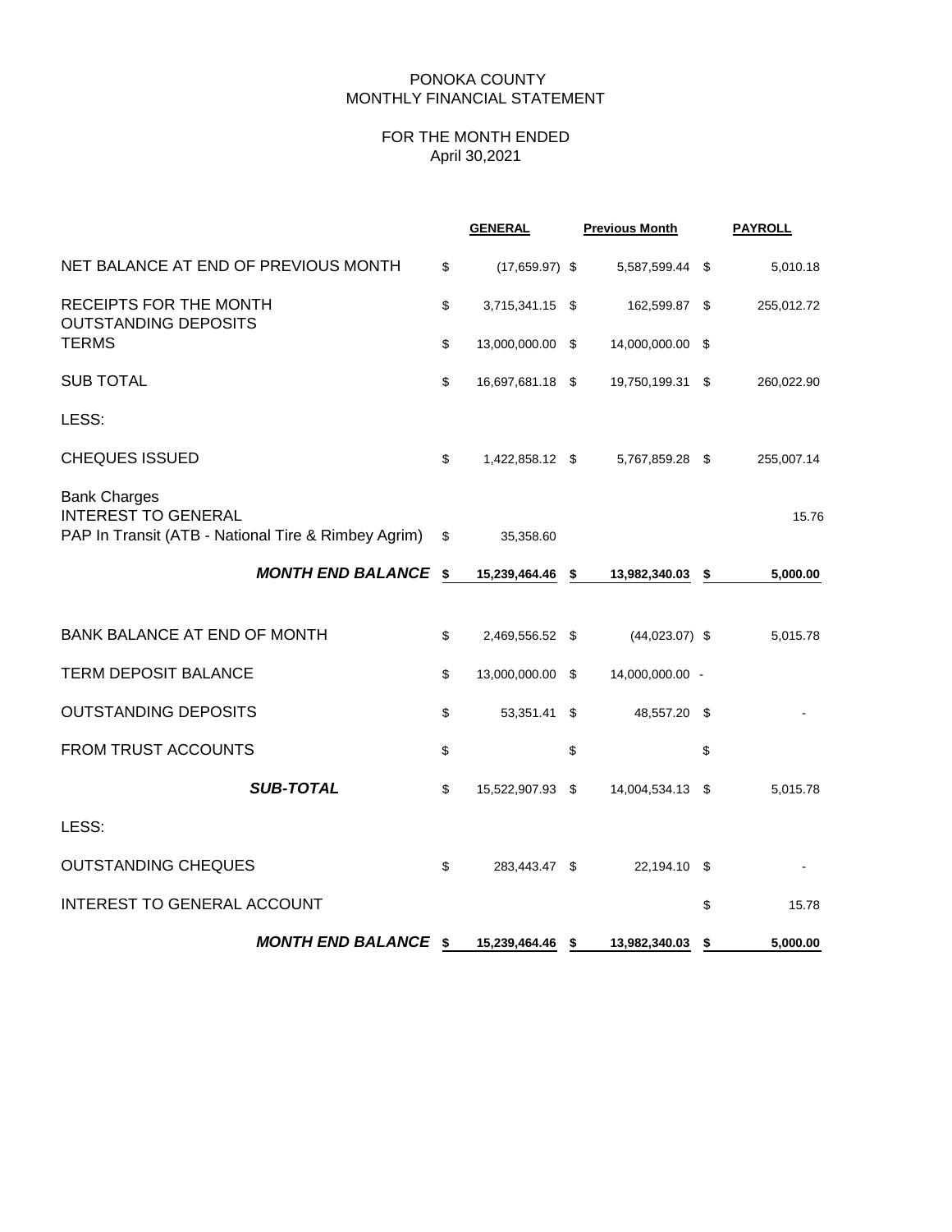PONOKA COUNTY
MONTHLY FINANCIAL STATEMENT

FOR THE MONTH ENDED
April 30,2021

| | GENERAL | Previous Month | PAYROLL |
|---|---|---|---|
| NET BALANCE AT END OF PREVIOUS MONTH | $ (17,659.97) | $ 5,587,599.44 | $ 5,010.18 |
| RECEIPTS FOR THE MONTH | $ 3,715,341.15 | $ 162,599.87 | $ 255,012.72 |
| OUTSTANDING DEPOSITS | | | |
| TERMS | $ 13,000,000.00 | $ 14,000,000.00 | $ |
| SUB TOTAL | $ 16,697,681.18 | $ 19,750,199.31 | $ 260,022.90 |
| LESS: | | | |
| CHEQUES ISSUED | $ 1,422,858.12 | $ 5,767,859.28 | $ 255,007.14 |
| Bank Charges | | | |
| INTEREST TO GENERAL | | | 15.76 |
| PAP In Transit (ATB - National Tire & Rimbey Agrim) | $ 35,358.60 | | |
| ***MONTH END BALANCE*** | **$ 15,239,464.46** | **$ 13,982,340.03** | **$ 5,000.00** |
| BANK BALANCE AT END OF MONTH | $ 2,469,556.52 | $ (44,023.07) | $ 5,015.78 |
| TERM DEPOSIT BALANCE | $ 13,000,000.00 | $ 14,000,000.00 | - |
| OUTSTANDING DEPOSITS | $ 53,351.41 | $ 48,557.20 | $ - |
| FROM TRUST ACCOUNTS | $ | $ | $ |
| ***SUB-TOTAL*** | $ 15,522,907.93 | $ 14,004,534.13 | $ 5,015.78 |
| LESS: | | | |
| OUTSTANDING CHEQUES | $ 283,443.47 | $ 22,194.10 | $ - |
| INTEREST TO GENERAL ACCOUNT | | | $ 15.78 |
| ***MONTH END BALANCE*** | **$ 15,239,464.46** | **$ 13,982,340.03** | **$ 5,000.00** |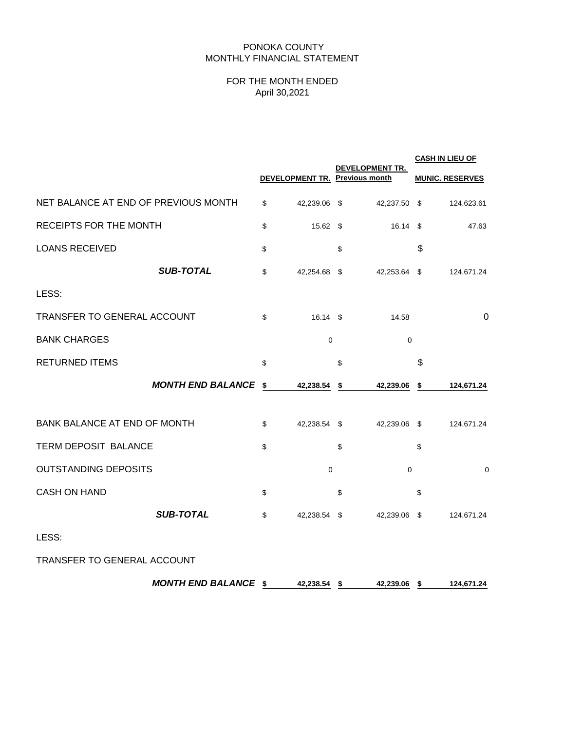PONOKA COUNTY
MONTHLY FINANCIAL STATEMENT

FOR THE MONTH ENDED
April 30,2021

| | DEVELOPMENT TR. | DEVELOPMENT TR. Previous month | CASH IN LIEU OF MUNIC. RESERVES |
|---|---|---|---|
| NET BALANCE AT END OF PREVIOUS MONTH | $ 42,239.06 | $ 42,237.50 | $ 124,623.61 |
| RECEIPTS FOR THE MONTH | $ 15.62 | $ 16.14 | $ 47.63 |
| LOANS RECEIVED | $ | $ | $ |
| ***SUB-TOTAL*** | $ 42,254.68 | $ 42,253.64 | $ 124,671.24 |
| LESS: | | | |
| TRANSFER TO GENERAL ACCOUNT | $ 16.14 | $ 14.58 | 0 |
| BANK CHARGES | 0 | 0 | |
| RETURNED ITEMS | $ | $ | $ |
| ***MONTH END BALANCE*** | **$ 42,238.54** | **$ 42,239.06** | **$ 124,671.24** |
| | | | |
| BANK BALANCE AT END OF MONTH | $ 42,238.54 | $ 42,239.06 | $ 124,671.24 |
| TERM DEPOSIT BALANCE | $ | $ | $ |
| OUTSTANDING DEPOSITS | 0 | 0 | 0 |
| CASH ON HAND | $ | $ | $ |
| ***SUB-TOTAL*** | $ 42,238.54 | $ 42,239.06 | $ 124,671.24 |
| LESS: | | | |
| TRANSFER TO GENERAL ACCOUNT | | | |
| ***MONTH END BALANCE*** | **$ 42,238.54** | **$ 42,239.06** | **$ 124,671.24** |